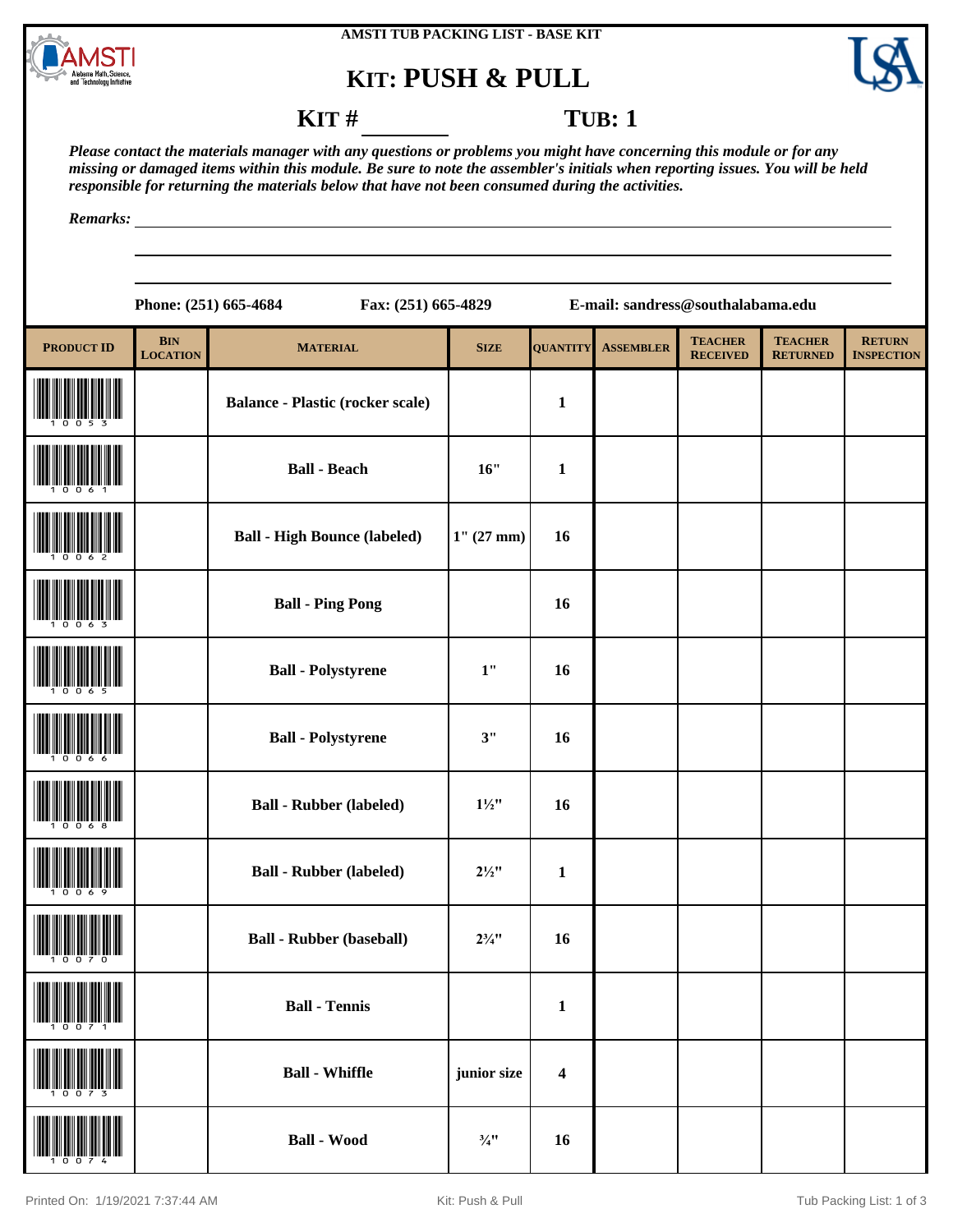AMSTI TUB PACKING LIST - BASE KIT

# KIT: PUSH & PULL

**KIT #** ________ **TUB: 1**

*Please contact the materials manager with any questions or problems you might have concerning this module or for any missing or damaged items within this module. Be sure to note the assembler's initials when reporting issues. You will be held responsible for returning the materials below that have not been consumed during the activities.*

*Remarks:* ______________________________

**Phone: (251) 665-4684** **Fax: (251) 665-4829** **E-mail: sandress@southalabama.edu**

| PRODUCT ID | BIN LOCATION | MATERIAL | SIZE | QUANTITY | ASSEMBLER | TEACHER RECEIVED | TEACHER RETURNED | RETURN INSPECTION |
|---|---|---|---|---|---|---|---|---|
| 10053 | | Balance - Plastic (rocker scale) | | 1 | | | | |
| 10061 | | Ball - Beach | 16" | 1 | | | | |
| 10062 | | Ball - High Bounce (labeled) | 1" (27 mm) | 16 | | | | |
| 10063 | | Ball - Ping Pong | | 16 | | | | |
| 10065 | | Ball - Polystyrene | 1" | 16 | | | | |
| 10066 | | Ball - Polystyrene | 3" | 16 | | | | |
| 10068 | | Ball - Rubber (labeled) | 1½" | 16 | | | | |
| 10069 | | Ball - Rubber (labeled) | 2½" | 1 | | | | |
| 10070 | | Ball - Rubber (baseball) | 2¾" | 16 | | | | |
| 10071 | | Ball - Tennis | | 1 | | | | |
| 10073 | | Ball - Whiffle | junior size | 4 | | | | |
| 10074 | | Ball - Wood | ¾" | 16 | | | | |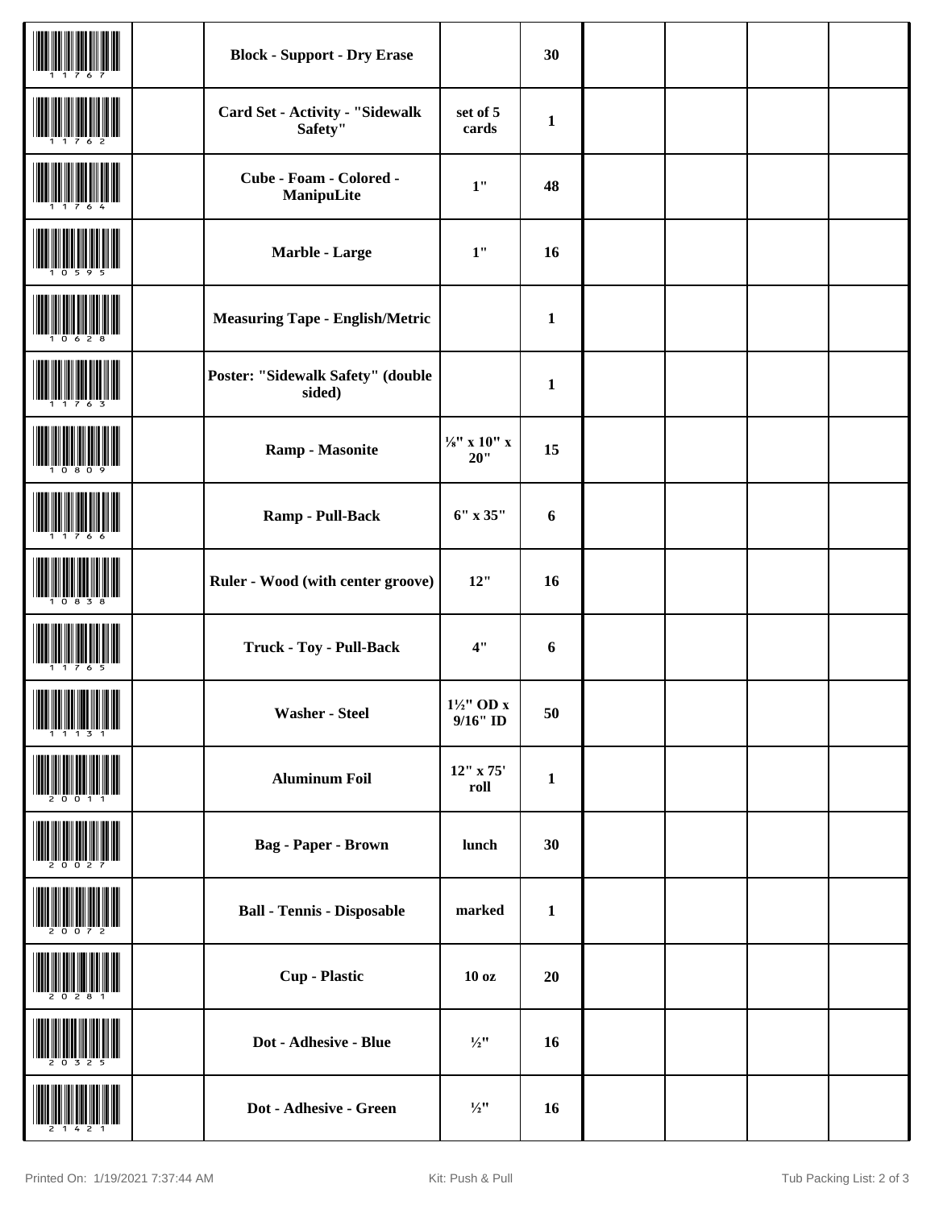| | | | | | | | | |
|---|---|---|---|---|---|---|---|---|
| 11767 | | **Block - Support - Dry Erase** | | **30** | | | | |
| 11762 | | **Card Set - Activity - "Sidewalk Safety"** | **set of 5 cards** | **1** | | | | |
| 11764 | | **Cube - Foam - Colored - ManipuLite** | **1"** | **48** | | | | |
| 10595 | | **Marble - Large** | **1"** | **16** | | | | |
| 10628 | | **Measuring Tape - English/Metric** | | **1** | | | | |
| 11763 | | **Poster: "Sidewalk Safety" (double sided)** | | **1** | | | | |
| 10809 | | **Ramp - Masonite** | **⅛" x 10" x 20"** | **15** | | | | |
| 11766 | | **Ramp - Pull-Back** | **6" x 35"** | **6** | | | | |
| 10838 | | **Ruler - Wood (with center groove)** | **12"** | **16** | | | | |
| 11765 | | **Truck - Toy - Pull-Back** | **4"** | **6** | | | | |
| 11131 | | **Washer - Steel** | **1½" OD x 9/16" ID** | **50** | | | | |
| 20011 | | **Aluminum Foil** | **12" x 75' roll** | **1** | | | | |
| 20027 | | **Bag - Paper - Brown** | **lunch** | **30** | | | | |
| 20072 | | **Ball - Tennis - Disposable** | **marked** | **1** | | | | |
| 20281 | | **Cup - Plastic** | **10 oz** | **20** | | | | |
| 20325 | | **Dot - Adhesive - Blue** | **½"** | **16** | | | | |
| 21421 | | **Dot - Adhesive - Green** | **½"** | **16** | | | | |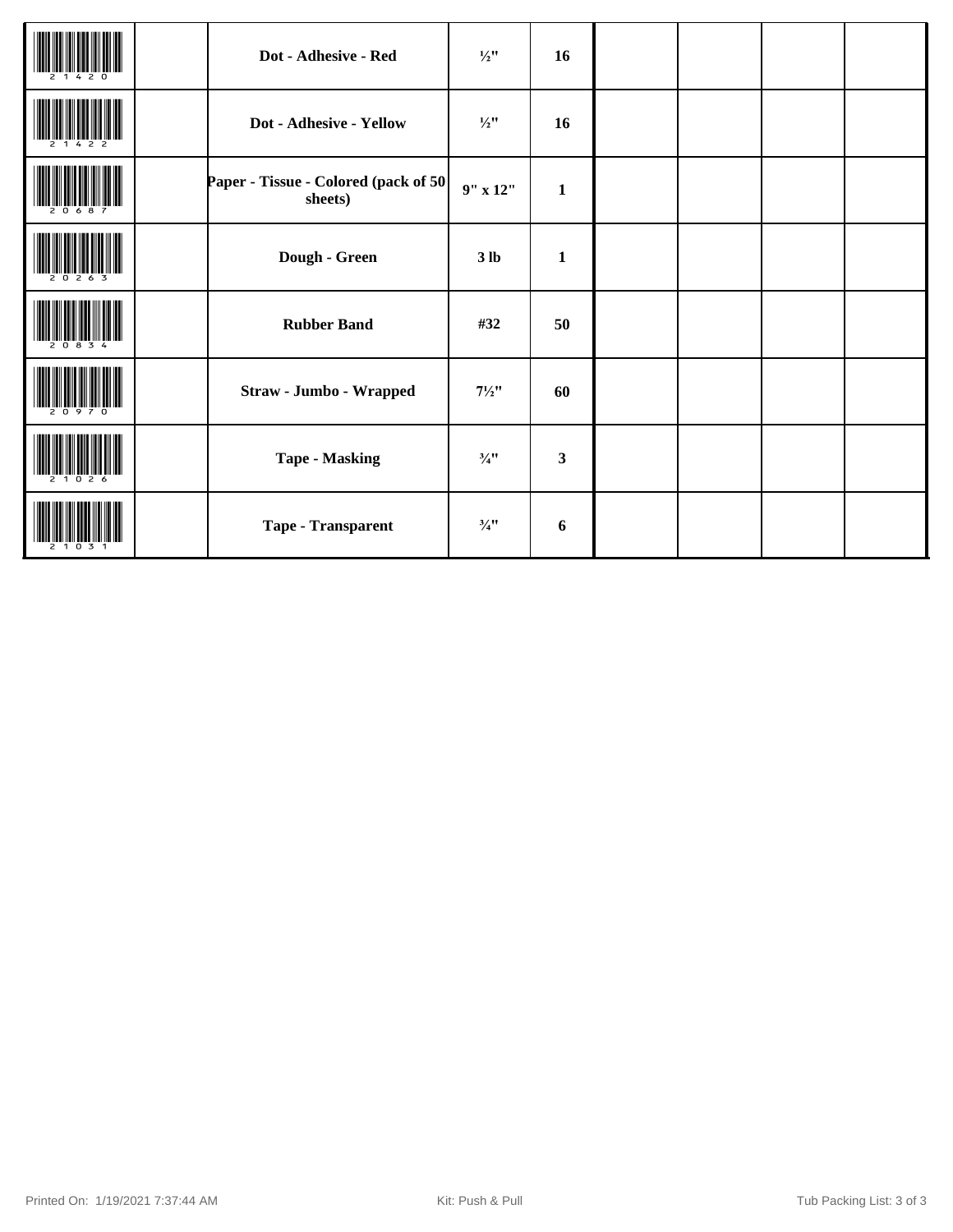| | | | | | | | | |
|---|---|---|---|---|---|---|---|---|
| 21420 | | **Dot - Adhesive - Red** | **½"** | **16** | | | | |
| 21422 | | **Dot - Adhesive - Yellow** | **½"** | **16** | | | | |
| 20687 | | **Paper - Tissue - Colored (pack of 50 sheets)** | **9" x 12"** | **1** | | | | |
| 20263 | | **Dough - Green** | **3 lb** | **1** | | | | |
| 20834 | | **Rubber Band** | **#32** | **50** | | | | |
| 20970 | | **Straw - Jumbo - Wrapped** | **7½"** | **60** | | | | |
| 21026 | | **Tape - Masking** | **¾"** | **3** | | | | |
| 21031 | | **Tape - Transparent** | **¾"** | **6** | | | | |